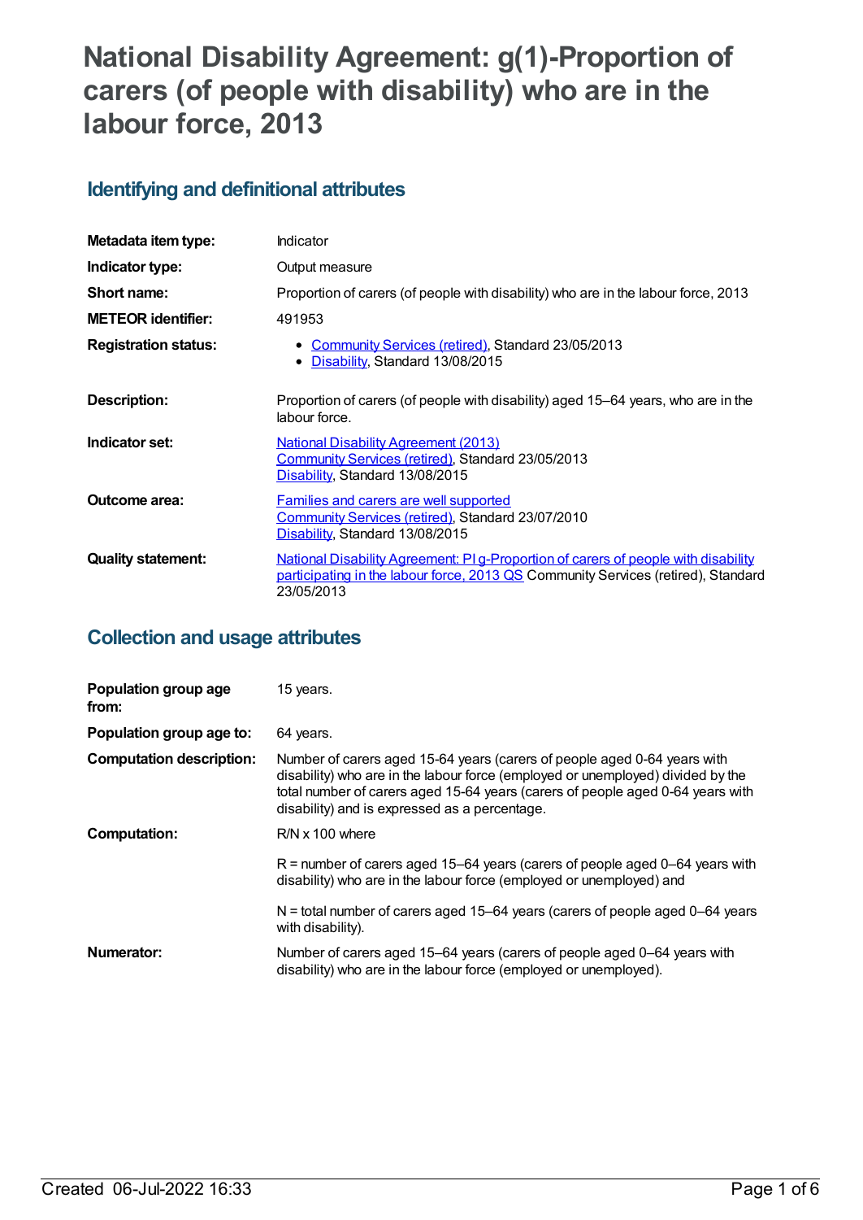# National Disability Agreement: g(1)-Proportion of carers (of people with disability) who are in the labour force, 2013

## Identifying and definitional attributes

| | |
|---|---|
| **Metadata item type:** | Indicator |
| **Indicator type:** | Output measure |
| **Short name:** | Proportion of carers (of people with disability) who are in the labour force, 2013 |
| **METEOR identifier:** | 491953 |
| **Registration status:** | • Community Services (retired), Standard 23/05/2013<br>• Disability, Standard 13/08/2015 |
| **Description:** | Proportion of carers (of people with disability) aged 15–64 years, who are in the labour force. |
| **Indicator set:** | National Disability Agreement (2013)<br>Community Services (retired), Standard 23/05/2013<br>Disability, Standard 13/08/2015 |
| **Outcome area:** | Families and carers are well supported<br>Community Services (retired), Standard 23/07/2010<br>Disability, Standard 13/08/2015 |
| **Quality statement:** | National Disability Agreement: PI g-Proportion of carers of people with disability participating in the labour force, 2013 QS Community Services (retired), Standard 23/05/2013 |

## Collection and usage attributes

| | |
|---|---|
| **Population group age from:** | 15 years. |
| **Population group age to:** | 64 years. |
| **Computation description:** | Number of carers aged 15-64 years (carers of people aged 0-64 years with disability) who are in the labour force (employed or unemployed) divided by the total number of carers aged 15-64 years (carers of people aged 0-64 years with disability) and is expressed as a percentage. |
| **Computation:** | R/N x 100 where<br><br>R = number of carers aged 15–64 years (carers of people aged 0–64 years with disability) who are in the labour force (employed or unemployed) and<br><br>N = total number of carers aged 15–64 years (carers of people aged 0–64 years with disability). |
| **Numerator:** | Number of carers aged 15–64 years (carers of people aged 0–64 years with disability) who are in the labour force (employed or unemployed). |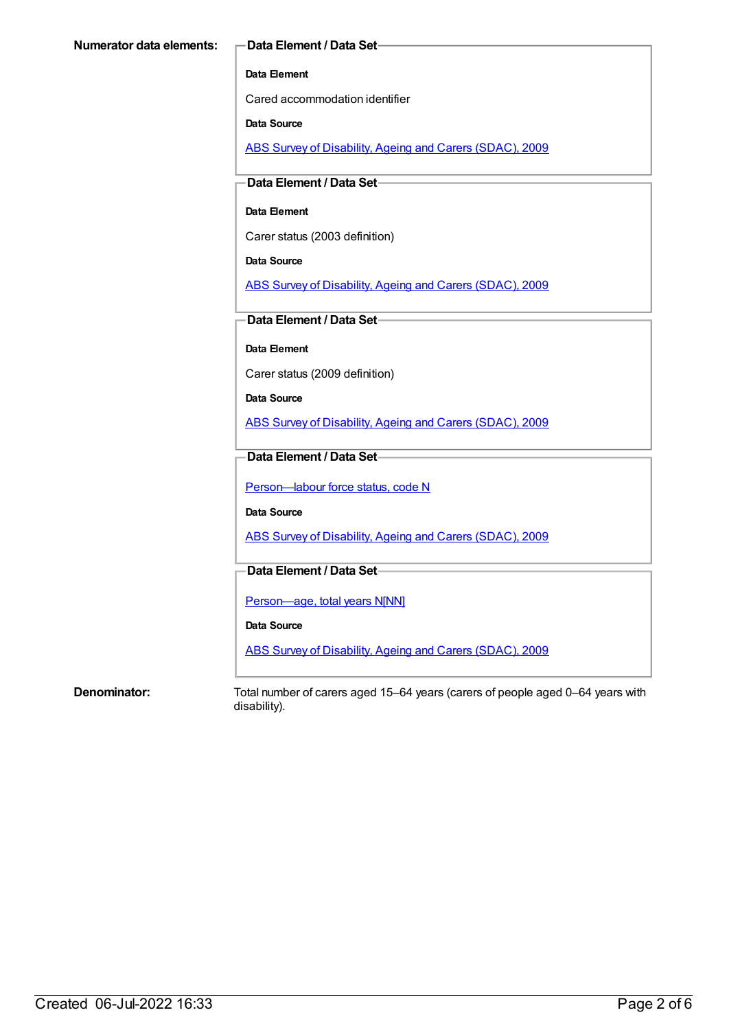**Numerator data elements:**

**Data Element / Data Set**

**Data Element**

Cared accommodation identifier

**Data Source**

ABS Survey of Disability, Ageing and Carers (SDAC), 2009

**Data Element / Data Set**

**Data Element**

Carer status (2003 definition)

**Data Source**

ABS Survey of Disability, Ageing and Carers (SDAC), 2009

**Data Element / Data Set**

**Data Element**

Carer status (2009 definition)

**Data Source**

ABS Survey of Disability, Ageing and Carers (SDAC), 2009

**Data Element / Data Set**

Person—labour force status, code N

**Data Source**

ABS Survey of Disability, Ageing and Carers (SDAC), 2009

**Data Element / Data Set**

Person—age, total years N[NN]

**Data Source**

ABS Survey of Disability, Ageing and Carers (SDAC), 2009

**Denominator:** Total number of carers aged 15–64 years (carers of people aged 0–64 years with disability).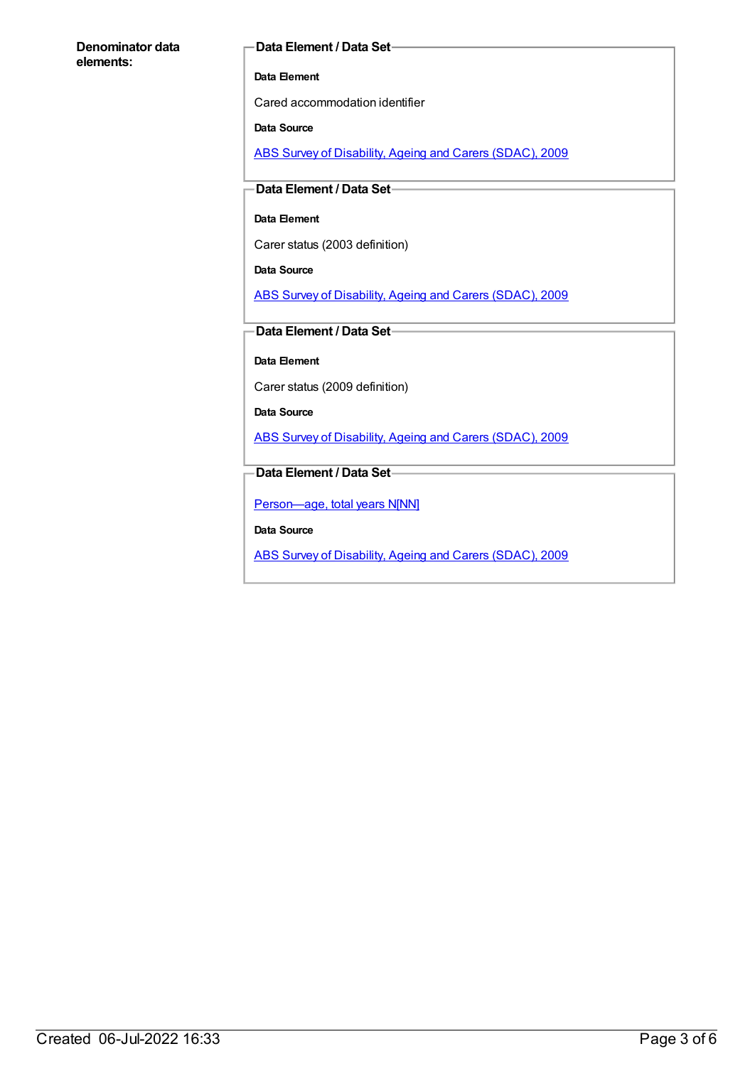**Denominator data elements:**

**Data Element / Data Set**

**Data Element**

Cared accommodation identifier

**Data Source**

ABS Survey of Disability, Ageing and Carers (SDAC), 2009

**Data Element / Data Set**

**Data Element**

Carer status (2003 definition)

**Data Source**

ABS Survey of Disability, Ageing and Carers (SDAC), 2009

**Data Element / Data Set**

**Data Element**

Carer status (2009 definition)

**Data Source**

ABS Survey of Disability, Ageing and Carers (SDAC), 2009

**Data Element / Data Set**

Person—age, total years N[NN]

**Data Source**

ABS Survey of Disability, Ageing and Carers (SDAC), 2009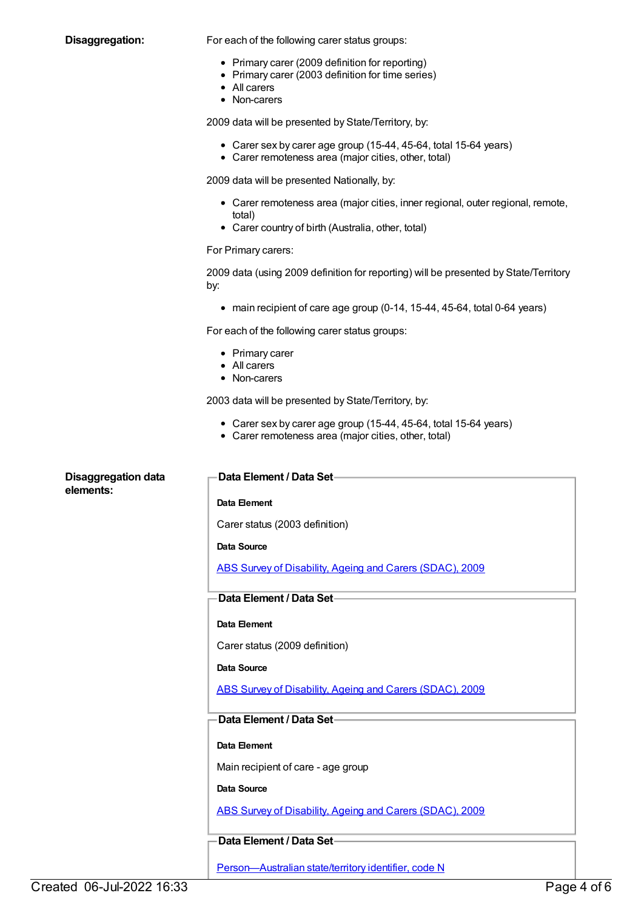**Disaggregation:**

For each of the following carer status groups:

- Primary carer (2009 definition for reporting)
- Primary carer (2003 definition for time series)
- All carers
- Non-carers

2009 data will be presented by State/Territory, by:

- Carer sex by carer age group (15-44, 45-64, total 15-64 years)
- Carer remoteness area (major cities, other, total)

2009 data will be presented Nationally, by:

- Carer remoteness area (major cities, inner regional, outer regional, remote, total)
- Carer country of birth (Australia, other, total)

For Primary carers:

2009 data (using 2009 definition for reporting) will be presented by State/Territory by:

- main recipient of care age group (0-14, 15-44, 45-64, total 0-64 years)

For each of the following carer status groups:

- Primary carer
- All carers
- Non-carers

2003 data will be presented by State/Territory, by:

- Carer sex by carer age group (15-44, 45-64, total 15-64 years)
- Carer remoteness area (major cities, other, total)

**Disaggregation data elements:**

**Data Element / Data Set**

**Data Element**

Carer status (2003 definition)

**Data Source**

ABS Survey of Disability, Ageing and Carers (SDAC), 2009

**Data Element / Data Set**

**Data Element**

Carer status (2009 definition)

**Data Source**

ABS Survey of Disability, Ageing and Carers (SDAC), 2009

**Data Element / Data Set**

**Data Element**

Main recipient of care - age group

**Data Source**

ABS Survey of Disability, Ageing and Carers (SDAC), 2009

**Data Element / Data Set**

Person—Australian state/territory identifier, code N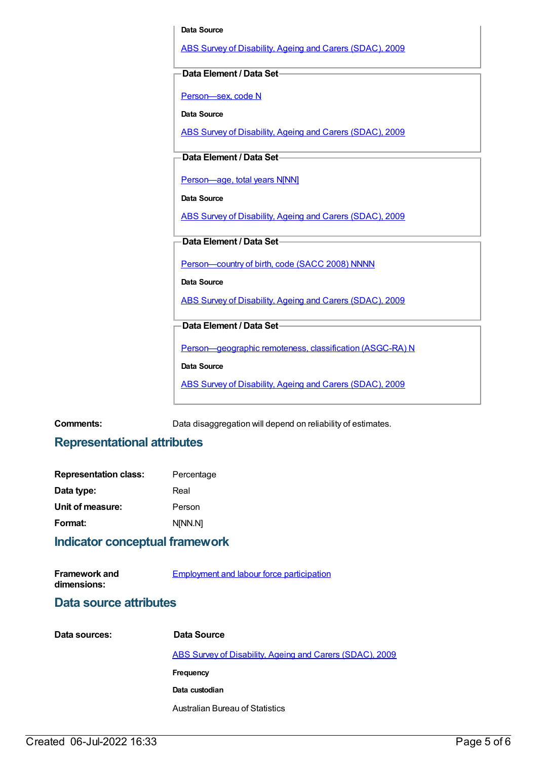**Data Source**

ABS Survey of Disability, Ageing and Carers (SDAC), 2009

**Data Element / Data Set**

Person—sex, code N

**Data Source**

ABS Survey of Disability, Ageing and Carers (SDAC), 2009

**Data Element / Data Set**

Person—age, total years N[NN]

**Data Source**

ABS Survey of Disability, Ageing and Carers (SDAC), 2009

**Data Element / Data Set**

Person—country of birth, code (SACC 2008) NNNN

**Data Source**

ABS Survey of Disability, Ageing and Carers (SDAC), 2009

**Data Element / Data Set**

Person—geographic remoteness, classification (ASGC-RA) N

**Data Source**

ABS Survey of Disability, Ageing and Carers (SDAC), 2009

**Comments:** Data disaggregation will depend on reliability of estimates.

## Representational attributes

**Representation class:** Percentage

**Data type:** Real

**Unit of measure:** Person

**Format:** N[NN.N]

## Indicator conceptual framework

**Framework and dimensions:** Employment and labour force participation

## Data source attributes

**Data sources:**

**Data Source**

ABS Survey of Disability, Ageing and Carers (SDAC), 2009

**Frequency**

**Data custodian**

Australian Bureau of Statistics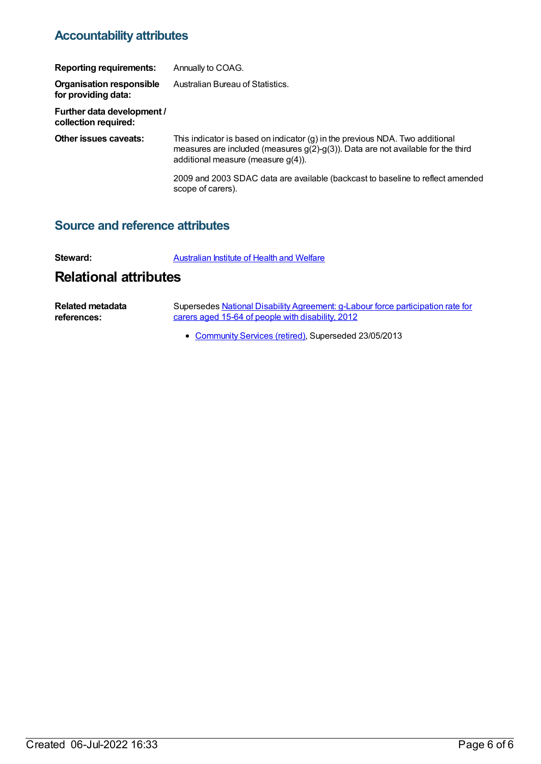## Accountability attributes

**Reporting requirements:** Annually to COAG.

**Organisation responsible for providing data:** Australian Bureau of Statistics.

**Further data development / collection required:**

**Other issues caveats:** This indicator is based on indicator (g) in the previous NDA. Two additional measures are included (measures g(2)-g(3)). Data are not available for the third additional measure (measure g(4)).

2009 and 2003 SDAC data are available (backcast to baseline to reflect amended scope of carers).

## Source and reference attributes

**Steward:** Australian Institute of Health and Welfare

# Relational attributes

**Related metadata references:** Supersedes National Disability Agreement: g-Labour force participation rate for carers aged 15-64 of people with disability, 2012

- Community Services (retired), Superseded 23/05/2013